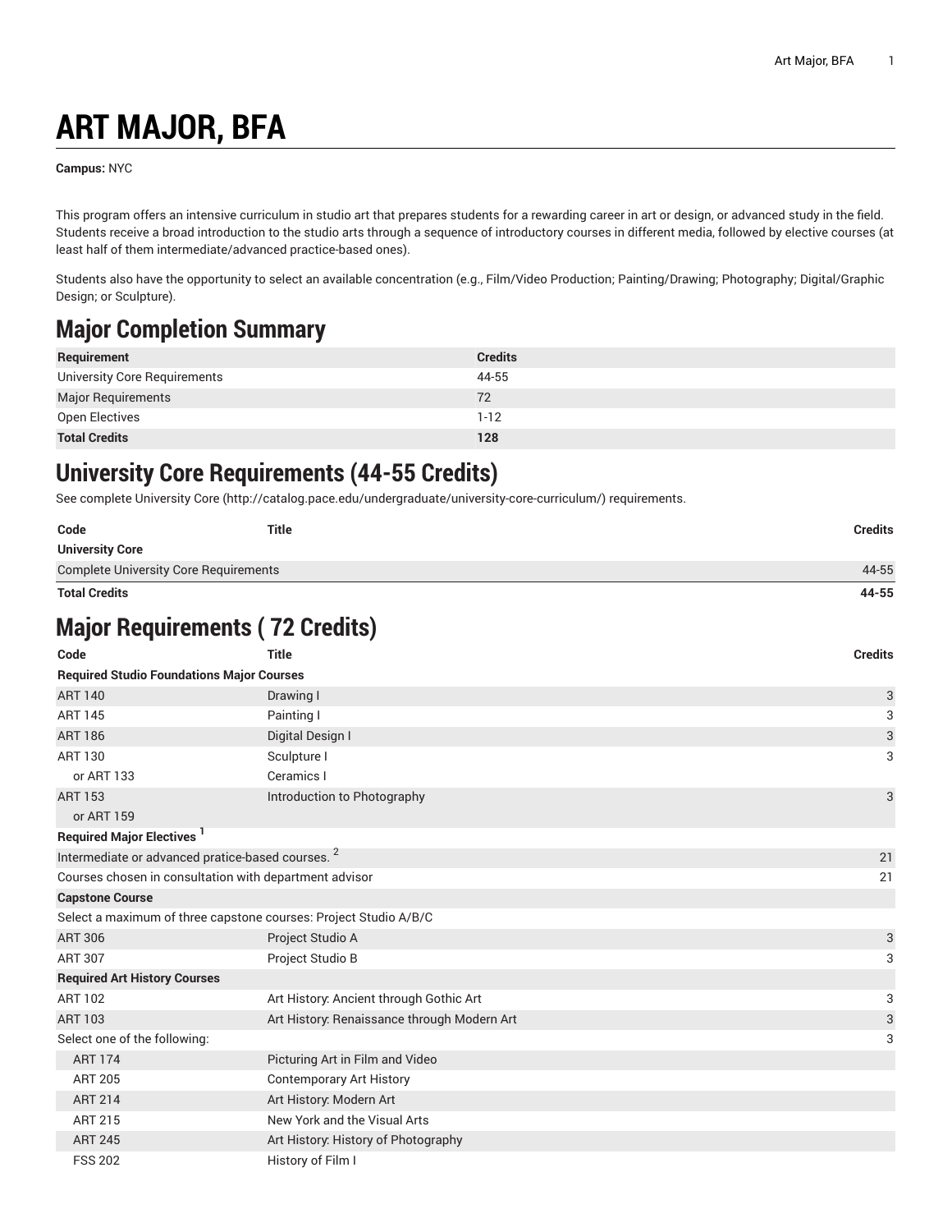# ART MAJOR, BFA

**Campus:** NYC

This program offers an intensive curriculum in studio art that prepares students for a rewarding career in art or design, or advanced study in the field. Students receive a broad introduction to the studio arts through a sequence of introductory courses in different media, followed by elective courses (at least half of them intermediate/advanced practice-based ones).

Students also have the opportunity to select an available concentration (e.g., Film/Video Production; Painting/Drawing; Photography; Digital/Graphic Design; or Sculpture).

## Major Completion Summary

| Requirement | Credits |
|---|---|
| University Core Requirements | 44-55 |
| Major Requirements | 72 |
| Open Electives | 1-12 |
| **Total Credits** | **128** |

## University Core Requirements (44-55 Credits)

See complete University Core (http://catalog.pace.edu/undergraduate/university-core-curriculum/) requirements.

| Code | Title | Credits |
|---|---|---|
| **University Core** | | |
| Complete University Core Requirements | | 44-55 |
| **Total Credits** | | **44-55** |

## Major Requirements ( 72 Credits)

| Code | Title | Credits |
|---|---|---|
| **Required Studio Foundations Major Courses** | | |
| ART 140 | Drawing I | 3 |
| ART 145 | Painting I | 3 |
| ART 186 | Digital Design I | 3 |
| ART 130 | Sculpture I | 3 |
| or ART 133 | Ceramics I | |
| ART 153 | Introduction to Photography | 3 |
| or ART 159 | | |
| **Required Major Electives** [1] | | |
| Intermediate or advanced pratice-based courses. [2] | | 21 |
| Courses chosen in consultation with department advisor | | 21 |
| **Capstone Course** | | |
| Select a maximum of three capstone courses: Project Studio A/B/C | | |
| ART 306 | Project Studio A | 3 |
| ART 307 | Project Studio B | 3 |
| **Required Art History Courses** | | |
| ART 102 | Art History: Ancient through Gothic Art | 3 |
| ART 103 | Art History: Renaissance through Modern Art | 3 |
| Select one of the following: | | 3 |
| ART 174 | Picturing Art in Film and Video | |
| ART 205 | Contemporary Art History | |
| ART 214 | Art History: Modern Art | |
| ART 215 | New York and the Visual Arts | |
| ART 245 | Art History: History of Photography | |
| FSS 202 | History of Film I | |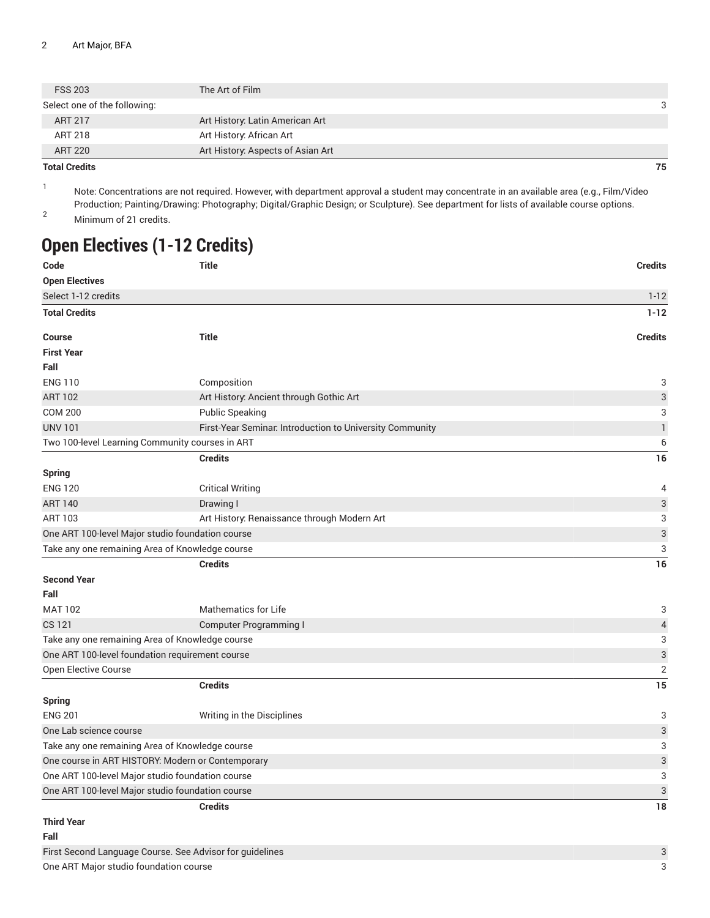| | | |
|---|---|---|
| FSS 203 | The Art of Film | |
| Select one of the following: | | 3 |
| ART 217 | Art History: Latin American Art | |
| ART 218 | Art History: African Art | |
| ART 220 | Art History: Aspects of Asian Art | |
| **Total Credits** | | **75** |

1. Note: Concentrations are not required. However, with department approval a student may concentrate in an available area (e.g., Film/Video Production; Painting/Drawing: Photography; Digital/Graphic Design; or Sculpture). See department for lists of available course options.
2. Minimum of 21 credits.

## Open Electives (1-12 Credits)

| Code | Title | Credits |
|---|---|---|
| **Open Electives** | | |
| Select 1-12 credits | | 1-12 |
| **Total Credits** | | **1-12** |

| Course | Title | Credits |
|---|---|---|
| **First Year** | | |
| **Fall** | | |
| ENG 110 | Composition | 3 |
| ART 102 | Art History: Ancient through Gothic Art | 3 |
| COM 200 | Public Speaking | 3 |
| UNV 101 | First-Year Seminar: Introduction to University Community | 1 |
| Two 100-level Learning Community courses in ART | | 6 |
| | **Credits** | **16** |
| **Spring** | | |
| ENG 120 | Critical Writing | 4 |
| ART 140 | Drawing I | 3 |
| ART 103 | Art History: Renaissance through Modern Art | 3 |
| One ART 100-level Major studio foundation course | | 3 |
| Take any one remaining Area of Knowledge course | | 3 |
| | **Credits** | **16** |
| **Second Year** | | |
| **Fall** | | |
| MAT 102 | Mathematics for Life | 3 |
| CS 121 | Computer Programming I | 4 |
| Take any one remaining Area of Knowledge course | | 3 |
| One ART 100-level foundation requirement course | | 3 |
| Open Elective Course | | 2 |
| | **Credits** | **15** |
| **Spring** | | |
| ENG 201 | Writing in the Disciplines | 3 |
| One Lab science course | | 3 |
| Take any one remaining Area of Knowledge course | | 3 |
| One course in ART HISTORY: Modern or Contemporary | | 3 |
| One ART 100-level Major studio foundation course | | 3 |
| One ART 100-level Major studio foundation course | | 3 |
| | **Credits** | **18** |
| **Third Year** | | |
| **Fall** | | |
| First Second Language Course. See Advisor for guidelines | | 3 |
| One ART Major studio foundation course | | 3 |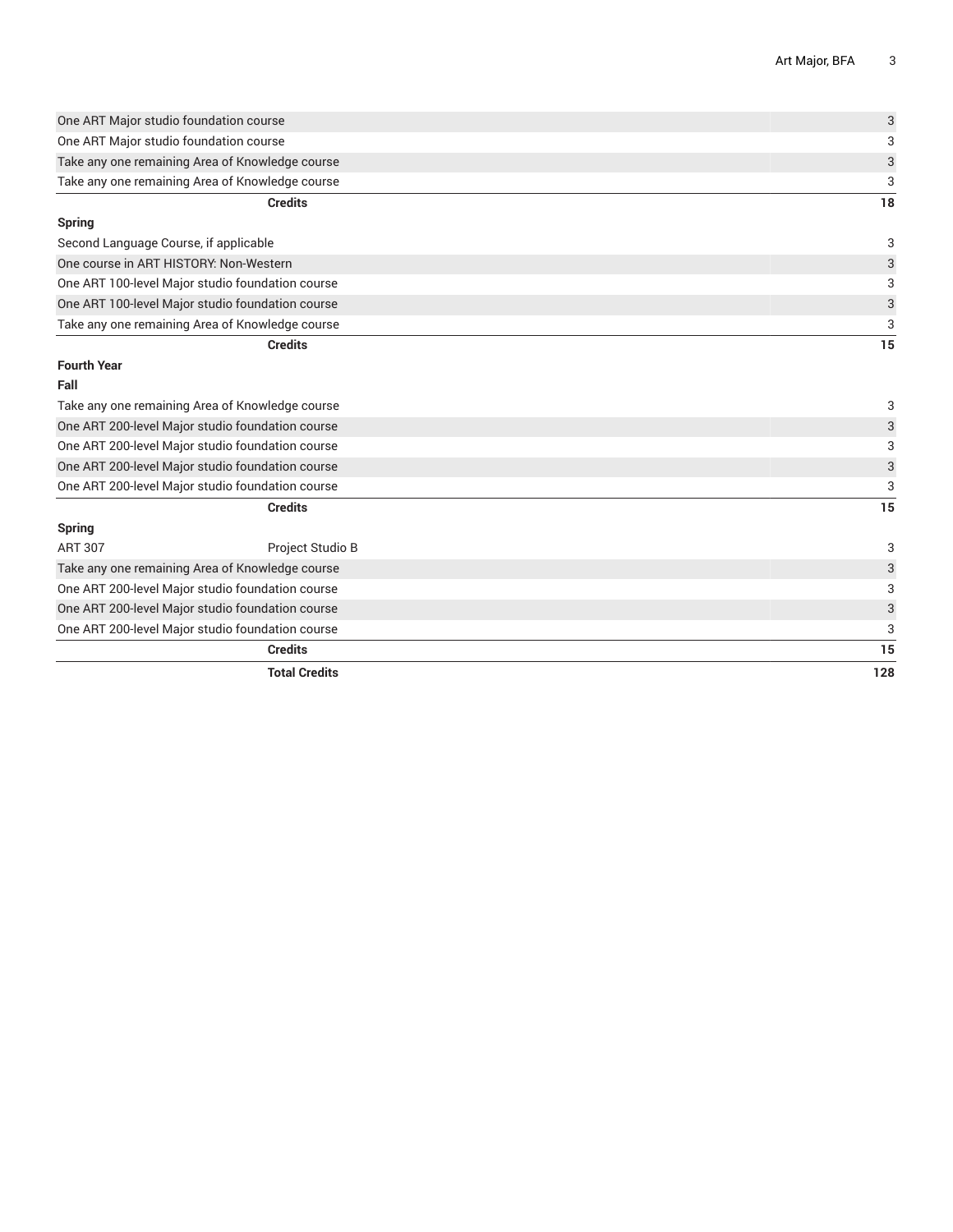| | | |
|---|---|---|
| One ART Major studio foundation course | | 3 |
| One ART Major studio foundation course | | 3 |
| Take any one remaining Area of Knowledge course | | 3 |
| Take any one remaining Area of Knowledge course | | 3 |
| | **Credits** | **18** |
| **Spring** | | |
| Second Language Course, if applicable | | 3 |
| One course in ART HISTORY: Non-Western | | 3 |
| One ART 100-level Major studio foundation course | | 3 |
| One ART 100-level Major studio foundation course | | 3 |
| Take any one remaining Area of Knowledge course | | 3 |
| | **Credits** | **15** |
| **Fourth Year** | | |
| **Fall** | | |
| Take any one remaining Area of Knowledge course | | 3 |
| One ART 200-level Major studio foundation course | | 3 |
| One ART 200-level Major studio foundation course | | 3 |
| One ART 200-level Major studio foundation course | | 3 |
| One ART 200-level Major studio foundation course | | 3 |
| | **Credits** | **15** |
| **Spring** | | |
| ART 307 | Project Studio B | 3 |
| Take any one remaining Area of Knowledge course | | 3 |
| One ART 200-level Major studio foundation course | | 3 |
| One ART 200-level Major studio foundation course | | 3 |
| One ART 200-level Major studio foundation course | | 3 |
| | **Credits** | **15** |
| | **Total Credits** | **128** |